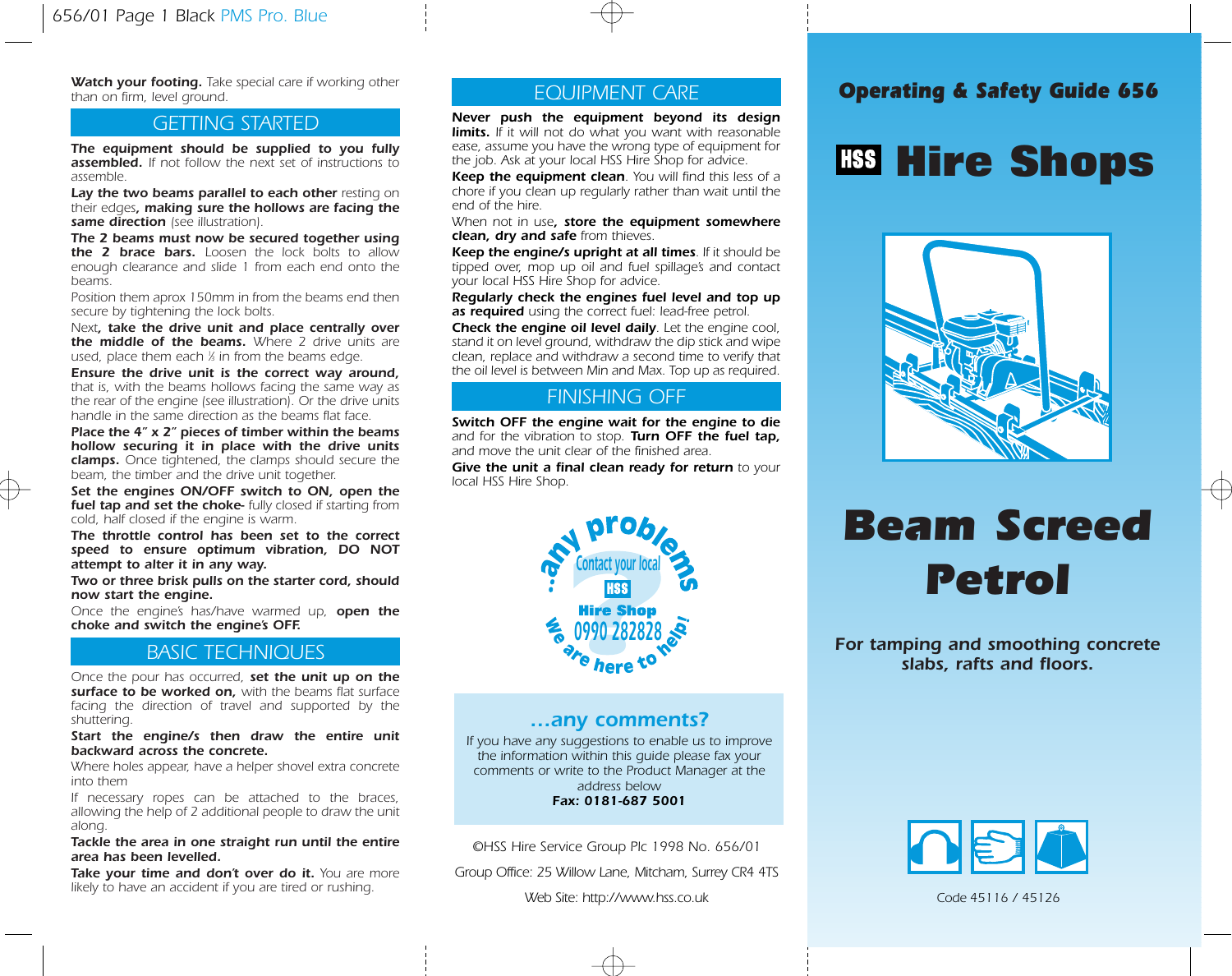**Watch your footing.** Take special care if working other than on firm, level ground.

## GETTING STARTED

**The equipment should be supplied to you fully assembled.** If not follow the next set of instructions to assemble.

**Lay the two beams parallel to each other** resting on their edges**, making sure the hollows are facing the same direction** (see illustration).

**The 2 beams must now be secured together using the 2 brace bars.** Loosen the lock bolts to allow enough clearance and slide 1 from each end onto the beams.

Position them aprox 150mm in from the beams end then secure by tightening the lock bolts.

Next**, take the drive unit and place centrally over the middle of the beams.** Where 2 drive units are used, place them each ⅓ in from the beams edge.

**Ensure the drive unit is the correct way around,** that is, with the beams hollows facing the same way as the rear of the engine (see illustration). Or the drive units handle in the same direction as the beams flat face.

**Place the 4" x 2" pieces of timber within the beams hollow securing it in place with the drive units clamps.** Once tightened, the clamps should secure the beam, the timber and the drive unit together.

**Set the engines ON/OFF switch to ON, open the fuel tap and set the choke-** fully closed if starting from cold, half closed if the engine is warm.

**The throttle control has been set to the correct speed to ensure optimum vibration, DO NOT attempt to alter it in any way.**

**Two or three brisk pulls on the starter cord, should now start the engine.**

Once the engine's has/have warmed up, **open the choke and switch the engine's OFF.**

## BASIC TECHNIQUES

Once the pour has occurred, **set the unit up on the surface to be worked on,** with the beams flat surface facing the direction of travel and supported by the shuttering.

**Start the engine/s then draw the entire unit backward across the concrete.**

Where holes appear, have a helper shovel extra concrete into them

If necessary ropes can be attached to the braces, allowing the help of 2 additional people to draw the unit along.

**Tackle the area in one straight run until the entire area has been levelled.**

**Take your time and don't over do it.** You are more likely to have an accident if you are tired or rushing.

## EQUIPMENT CARE

**Never push the equipment beyond its design limits.** If it will not do what you want with reasonable ease, assume you have the wrong type of equipment for the job. Ask at your local HSS Hire Shop for advice.

**Keep the equipment clean**. You will find this less of a chore if you clean up regularly rather than wait until the end of the hire.

When not in use**, store the equipment somewhere clean, dry and safe** from thieves.

**Keep the engine/s upright at all times**. If it should be tipped over, mop up oil and fuel spillage's and contact your local HSS Hire Shop for advice.

**Regularly check the engines fuel level and top up as required** using the correct fuel: lead-free petrol.

**Check the engine oil level daily**. Let the engine cool, stand it on level ground, withdraw the dip stick and wipe clean, replace and withdraw a second time to verify that the oil level is between Min and Max. Top up as required.

## FINISHING OFF

**Switch OFF the engine wait for the engine to die** and for the vibration to stop. **Turn OFF the fuel tap,** and move the unit clear of the finished area.

**Give the unit a final clean ready for return** to your local HSS Hire Shop.

...any problems? Contact your local HSS Hire Shop 0990 282828 We are here to help!

### ...any comments?

If you have any suggestions to enable us to improve the information within this guide please fax your comments or write to the Product Manager at the address below

**Fax: 0181-687 5001**

©HSS Hire Service Group Plc 1998 No. 656/01

Group Office: 25 Willow Lane, Mitcham, Surrey CR4 4TS

Web Site: http://www.hss.co.uk

**Operating & Safety Guide 656**

# HSS Hire Shops

# Beam Screed Petrol

**For tamping and smoothing concrete slabs, rafts and floors.**

Code 45116 / 45126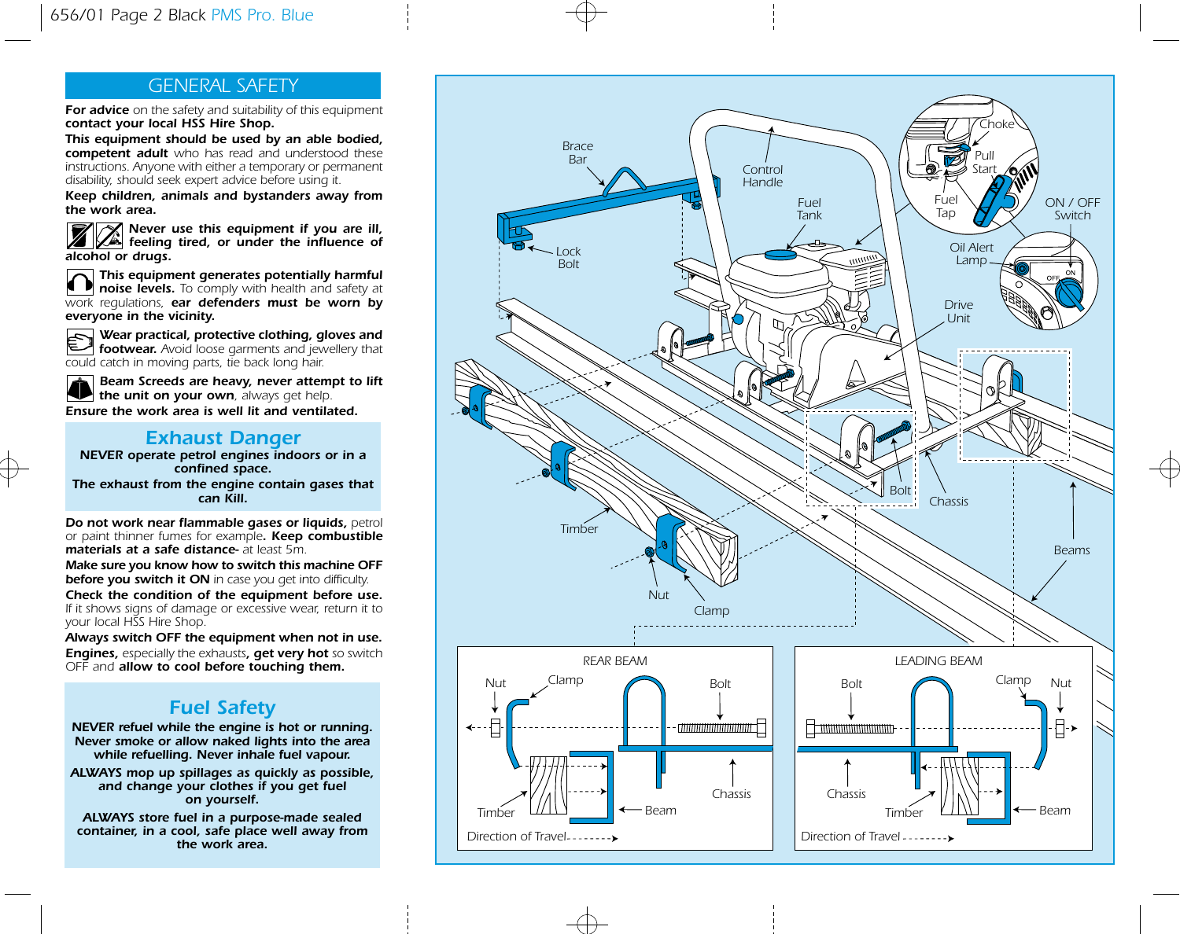# GENERAL SAFETY

**For advice** on the safety and suitability of this equipment **contact your local HSS Hire Shop.**

**This equipment should be used by an able bodied, competent adult** who has read and understood these instructions. Anyone with either a temporary or permanent disability, should seek expert advice before using it.

**Keep children, animals and bystanders away from the work area.**

**Never use this equipment if you are ill, feeling tired, or under the influence of alcohol or drugs.**

**This equipment generates potentially harmful noise levels.** To comply with health and safety at work regulations, **ear defenders must be worn by everyone in the vicinity.**

**Wear practical, protective clothing, gloves and footwear.** Avoid loose garments and jewellery that could catch in moving parts, tie back long hair.

**Beam Screeds are heavy, never attempt to lift the unit on your own**, always get help.

**Ensure the work area is well lit and ventilated.**

## Exhaust Danger

**NEVER operate petrol engines indoors or in a confined space.**

**The exhaust from the engine contain gases that can Kill.**

**Do not work near flammable gases or liquids,** petrol or paint thinner fumes for example**. Keep combustible materials at a safe distance-** at least 5m.

**Make sure you know how to switch this machine OFF before you switch it ON** in case you get into difficulty.

**Check the condition of the equipment before use.** If it shows signs of damage or excessive wear, return it to your local HSS Hire Shop.

**Always switch OFF the equipment when not in use.**

**Engines,** especially the exhausts**, get very hot** so switch OFF and **allow to cool before touching them.**

## Fuel Safety

**NEVER refuel while the engine is hot or running. Never smoke or allow naked lights into the area while refuelling. Never inhale fuel vapour.**

**ALWAYS mop up spillages as quickly as possible, and change your clothes if you get fuel on yourself.**

**ALWAYS store fuel in a purpose-made sealed container, in a cool, safe place well away from the work area.**

Brace Bar
Control Handle
Choke
Pull Start
Fuel Tap
ON / OFF Switch
Fuel Tank
Lock Bolt
Oil Alert Lamp
OFF
ON
Drive Unit
Bolt
Chassis
Timber
Beams
Nut
Clamp

REAR BEAM
Nut
Clamp
Bolt
Chassis
Timber
Beam
Direction of Travel

LEADING BEAM
Bolt
Clamp
Nut
Chassis
Timber
Beam
Direction of Travel